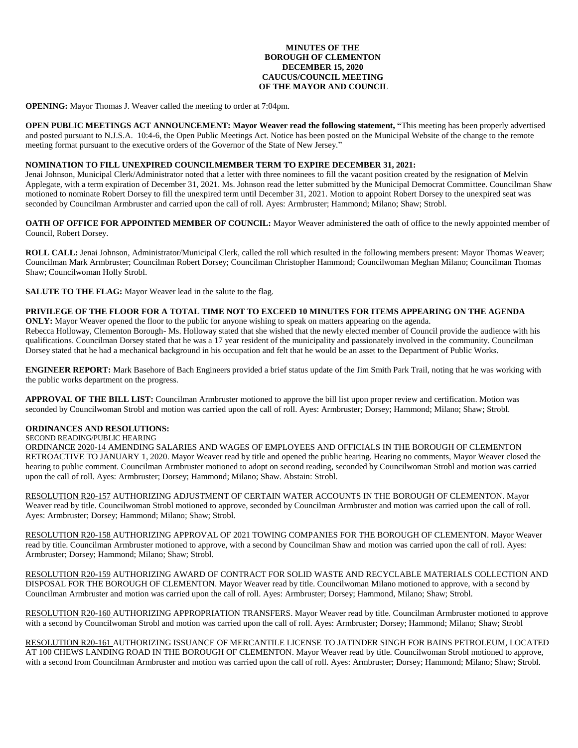**MINUTES OF THE**
**BOROUGH OF CLEMENTON**
**DECEMBER 15, 2020**
**CAUCUS/COUNCIL MEETING**
**OF THE MAYOR AND COUNCIL**

**OPENING:** Mayor Thomas J. Weaver called the meeting to order at 7:04pm.

**OPEN PUBLIC MEETINGS ACT ANNOUNCEMENT: Mayor Weaver read the following statement, "**This meeting has been properly advertised and posted pursuant to N.J.S.A. 10:4-6, the Open Public Meetings Act. Notice has been posted on the Municipal Website of the change to the remote meeting format pursuant to the executive orders of the Governor of the State of New Jersey."

**NOMINATION TO FILL UNEXPIRED COUNCILMEMBER TERM TO EXPIRE DECEMBER 31, 2021:**
Jenai Johnson, Municipal Clerk/Administrator noted that a letter with three nominees to fill the vacant position created by the resignation of Melvin Applegate, with a term expiration of December 31, 2021. Ms. Johnson read the letter submitted by the Municipal Democrat Committee. Councilman Shaw motioned to nominate Robert Dorsey to fill the unexpired term until December 31, 2021. Motion to appoint Robert Dorsey to the unexpired seat was seconded by Councilman Armbruster and carried upon the call of roll. Ayes: Armbruster; Hammond; Milano; Shaw; Strobl.

**OATH OF OFFICE FOR APPOINTED MEMBER OF COUNCIL:** Mayor Weaver administered the oath of office to the newly appointed member of Council, Robert Dorsey.

**ROLL CALL:** Jenai Johnson, Administrator/Municipal Clerk, called the roll which resulted in the following members present: Mayor Thomas Weaver; Councilman Mark Armbruster; Councilman Robert Dorsey; Councilman Christopher Hammond; Councilwoman Meghan Milano; Councilman Thomas Shaw; Councilwoman Holly Strobl.

**SALUTE TO THE FLAG:** Mayor Weaver lead in the salute to the flag.

**PRIVILEGE OF THE FLOOR FOR A TOTAL TIME NOT TO EXCEED 10 MINUTES FOR ITEMS APPEARING ON THE AGENDA ONLY:** Mayor Weaver opened the floor to the public for anyone wishing to speak on matters appearing on the agenda.
Rebecca Holloway, Clementon Borough- Ms. Holloway stated that she wished that the newly elected member of Council provide the audience with his qualifications. Councilman Dorsey stated that he was a 17 year resident of the municipality and passionately involved in the community. Councilman Dorsey stated that he had a mechanical background in his occupation and felt that he would be an asset to the Department of Public Works.

**ENGINEER REPORT:** Mark Basehore of Bach Engineers provided a brief status update of the Jim Smith Park Trail, noting that he was working with the public works department on the progress.

**APPROVAL OF THE BILL LIST:** Councilman Armbruster motioned to approve the bill list upon proper review and certification. Motion was seconded by Councilwoman Strobl and motion was carried upon the call of roll. Ayes: Armbruster; Dorsey; Hammond; Milano; Shaw; Strobl.

**ORDINANCES AND RESOLUTIONS:**
SECOND READING/PUBLIC HEARING
ORDINANCE 2020-14 AMENDING SALARIES AND WAGES OF EMPLOYEES AND OFFICIALS IN THE BOROUGH OF CLEMENTON RETROACTIVE TO JANUARY 1, 2020. Mayor Weaver read by title and opened the public hearing. Hearing no comments, Mayor Weaver closed the hearing to public comment. Councilman Armbruster motioned to adopt on second reading, seconded by Councilwoman Strobl and motion was carried upon the call of roll. Ayes: Armbruster; Dorsey; Hammond; Milano; Shaw. Abstain: Strobl.

RESOLUTION R20-157 AUTHORIZING ADJUSTMENT OF CERTAIN WATER ACCOUNTS IN THE BOROUGH OF CLEMENTON. Mayor Weaver read by title. Councilwoman Strobl motioned to approve, seconded by Councilman Armbruster and motion was carried upon the call of roll. Ayes: Armbruster; Dorsey; Hammond; Milano; Shaw; Strobl.

RESOLUTION R20-158 AUTHORIZING APPROVAL OF 2021 TOWING COMPANIES FOR THE BOROUGH OF CLEMENTON. Mayor Weaver read by title. Councilman Armbruster motioned to approve, with a second by Councilman Shaw and motion was carried upon the call of roll. Ayes: Armbruster; Dorsey; Hammond; Milano; Shaw; Strobl.

RESOLUTION R20-159 AUTHORIZING AWARD OF CONTRACT FOR SOLID WASTE AND RECYCLABLE MATERIALS COLLECTION AND DISPOSAL FOR THE BOROUGH OF CLEMENTON. Mayor Weaver read by title. Councilwoman Milano motioned to approve, with a second by Councilman Armbruster and motion was carried upon the call of roll. Ayes: Armbruster; Dorsey; Hammond, Milano; Shaw; Strobl.

RESOLUTION R20-160 AUTHORIZING APPROPRIATION TRANSFERS. Mayor Weaver read by title. Councilman Armbruster motioned to approve with a second by Councilwoman Strobl and motion was carried upon the call of roll. Ayes: Armbruster; Dorsey; Hammond; Milano; Shaw; Strobl

RESOLUTION R20-161 AUTHORIZING ISSUANCE OF MERCANTILE LICENSE TO JATINDER SINGH FOR BAINS PETROLEUM, LOCATED AT 100 CHEWS LANDING ROAD IN THE BOROUGH OF CLEMENTON. Mayor Weaver read by title. Councilwoman Strobl motioned to approve, with a second from Councilman Armbruster and motion was carried upon the call of roll. Ayes: Armbruster; Dorsey; Hammond; Milano; Shaw; Strobl.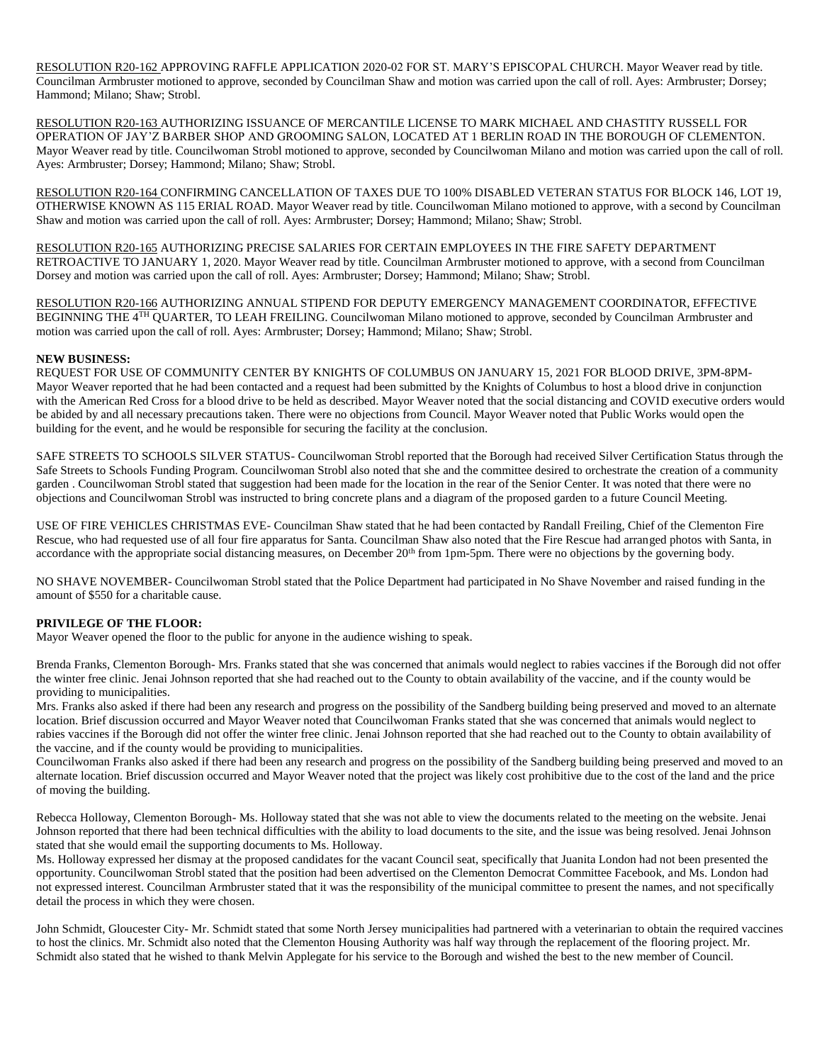RESOLUTION R20-162 APPROVING RAFFLE APPLICATION 2020-02 FOR ST. MARY'S EPISCOPAL CHURCH. Mayor Weaver read by title. Councilman Armbruster motioned to approve, seconded by Councilman Shaw and motion was carried upon the call of roll. Ayes: Armbruster; Dorsey; Hammond; Milano; Shaw; Strobl.

RESOLUTION R20-163 AUTHORIZING ISSUANCE OF MERCANTILE LICENSE TO MARK MICHAEL AND CHASTITY RUSSELL FOR OPERATION OF JAY'Z BARBER SHOP AND GROOMING SALON, LOCATED AT 1 BERLIN ROAD IN THE BOROUGH OF CLEMENTON. Mayor Weaver read by title. Councilwoman Strobl motioned to approve, seconded by Councilwoman Milano and motion was carried upon the call of roll. Ayes: Armbruster; Dorsey; Hammond; Milano; Shaw; Strobl.

RESOLUTION R20-164 CONFIRMING CANCELLATION OF TAXES DUE TO 100% DISABLED VETERAN STATUS FOR BLOCK 146, LOT 19, OTHERWISE KNOWN AS 115 ERIAL ROAD. Mayor Weaver read by title. Councilwoman Milano motioned to approve, with a second by Councilman Shaw and motion was carried upon the call of roll. Ayes: Armbruster; Dorsey; Hammond; Milano; Shaw; Strobl.

RESOLUTION R20-165 AUTHORIZING PRECISE SALARIES FOR CERTAIN EMPLOYEES IN THE FIRE SAFETY DEPARTMENT RETROACTIVE TO JANUARY 1, 2020. Mayor Weaver read by title. Councilman Armbruster motioned to approve, with a second from Councilman Dorsey and motion was carried upon the call of roll. Ayes: Armbruster; Dorsey; Hammond; Milano; Shaw; Strobl.

RESOLUTION R20-166 AUTHORIZING ANNUAL STIPEND FOR DEPUTY EMERGENCY MANAGEMENT COORDINATOR, EFFECTIVE BEGINNING THE 4TH QUARTER, TO LEAH FREILING. Councilwoman Milano motioned to approve, seconded by Councilman Armbruster and motion was carried upon the call of roll. Ayes: Armbruster; Dorsey; Hammond; Milano; Shaw; Strobl.

**NEW BUSINESS:**

REQUEST FOR USE OF COMMUNITY CENTER BY KNIGHTS OF COLUMBUS ON JANUARY 15, 2021 FOR BLOOD DRIVE, 3PM-8PM- Mayor Weaver reported that he had been contacted and a request had been submitted by the Knights of Columbus to host a blood drive in conjunction with the American Red Cross for a blood drive to be held as described. Mayor Weaver noted that the social distancing and COVID executive orders would be abided by and all necessary precautions taken. There were no objections from Council. Mayor Weaver noted that Public Works would open the building for the event, and he would be responsible for securing the facility at the conclusion.

SAFE STREETS TO SCHOOLS SILVER STATUS- Councilwoman Strobl reported that the Borough had received Silver Certification Status through the Safe Streets to Schools Funding Program. Councilwoman Strobl also noted that she and the committee desired to orchestrate the creation of a community garden . Councilwoman Strobl stated that suggestion had been made for the location in the rear of the Senior Center. It was noted that there were no objections and Councilwoman Strobl was instructed to bring concrete plans and a diagram of the proposed garden to a future Council Meeting.

USE OF FIRE VEHICLES CHRISTMAS EVE- Councilman Shaw stated that he had been contacted by Randall Freiling, Chief of the Clementon Fire Rescue, who had requested use of all four fire apparatus for Santa. Councilman Shaw also noted that the Fire Rescue had arranged photos with Santa, in accordance with the appropriate social distancing measures, on December 20th from 1pm-5pm. There were no objections by the governing body.

NO SHAVE NOVEMBER- Councilwoman Strobl stated that the Police Department had participated in No Shave November and raised funding in the amount of $550 for a charitable cause.

**PRIVILEGE OF THE FLOOR:**

Mayor Weaver opened the floor to the public for anyone in the audience wishing to speak.

Brenda Franks, Clementon Borough- Mrs. Franks stated that she was concerned that animals would neglect to rabies vaccines if the Borough did not offer the winter free clinic. Jenai Johnson reported that she had reached out to the County to obtain availability of the vaccine, and if the county would be providing to municipalities.
Mrs. Franks also asked if there had been any research and progress on the possibility of the Sandberg building being preserved and moved to an alternate location. Brief discussion occurred and Mayor Weaver noted that Councilwoman Franks stated that she was concerned that animals would neglect to rabies vaccines if the Borough did not offer the winter free clinic. Jenai Johnson reported that she had reached out to the County to obtain availability of the vaccine, and if the county would be providing to municipalities.
Councilwoman Franks also asked if there had been any research and progress on the possibility of the Sandberg building being preserved and moved to an alternate location. Brief discussion occurred and Mayor Weaver noted that the project was likely cost prohibitive due to the cost of the land and the price of moving the building.

Rebecca Holloway, Clementon Borough- Ms. Holloway stated that she was not able to view the documents related to the meeting on the website. Jenai Johnson reported that there had been technical difficulties with the ability to load documents to the site, and the issue was being resolved. Jenai Johnson stated that she would email the supporting documents to Ms. Holloway.
Ms. Holloway expressed her dismay at the proposed candidates for the vacant Council seat, specifically that Juanita London had not been presented the opportunity. Councilwoman Strobl stated that the position had been advertised on the Clementon Democrat Committee Facebook, and Ms. London had not expressed interest. Councilman Armbruster stated that it was the responsibility of the municipal committee to present the names, and not specifically detail the process in which they were chosen.

John Schmidt, Gloucester City- Mr. Schmidt stated that some North Jersey municipalities had partnered with a veterinarian to obtain the required vaccines to host the clinics. Mr. Schmidt also noted that the Clementon Housing Authority was half way through the replacement of the flooring project. Mr. Schmidt also stated that he wished to thank Melvin Applegate for his service to the Borough and wished the best to the new member of Council.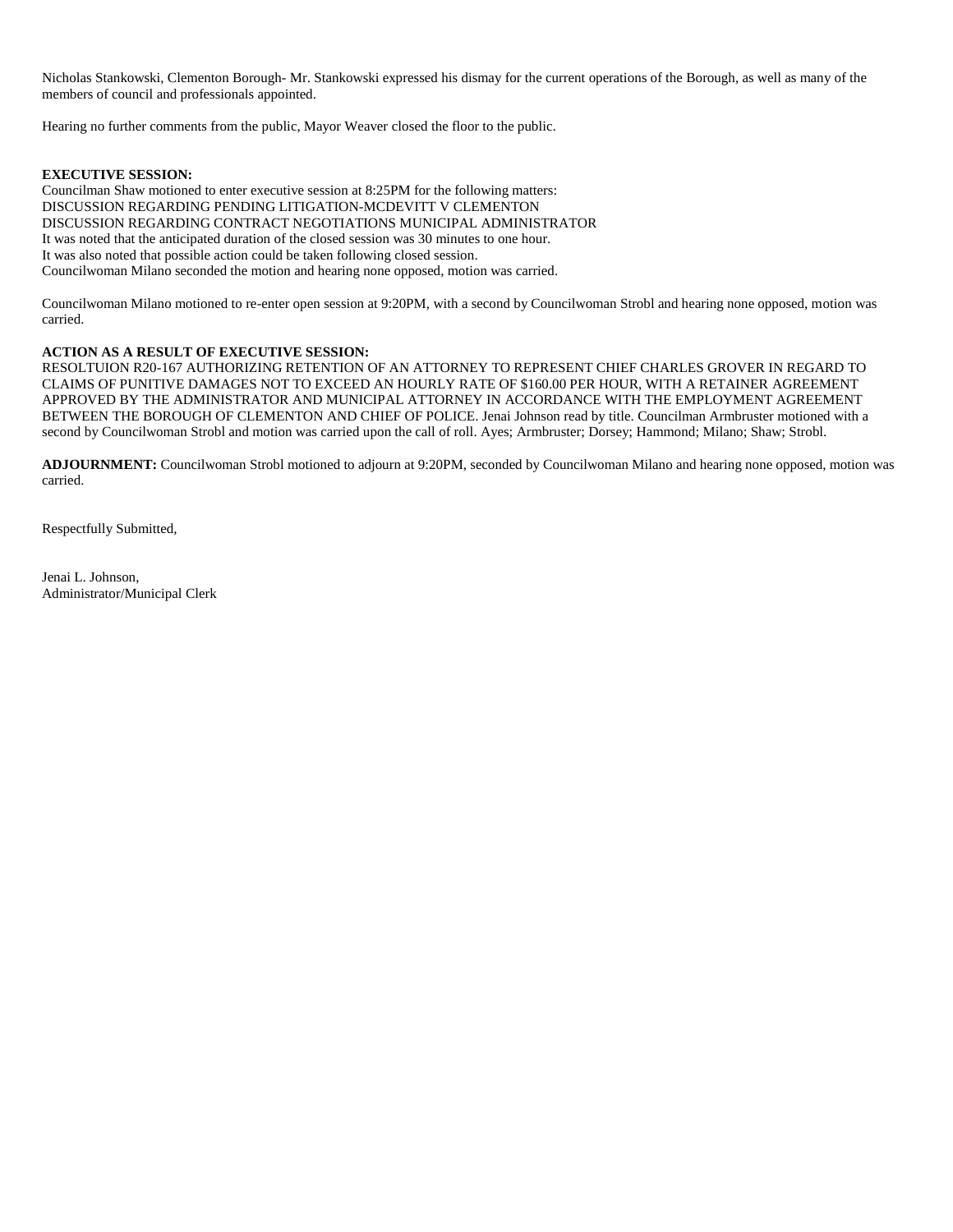Nicholas Stankowski, Clementon Borough- Mr. Stankowski expressed his dismay for the current operations of the Borough, as well as many of the members of council and professionals appointed.

Hearing no further comments from the public, Mayor Weaver closed the floor to the public.

**EXECUTIVE SESSION:**

Councilman Shaw motioned to enter executive session at 8:25PM for the following matters:
DISCUSSION REGARDING PENDING LITIGATION-MCDEVITT V CLEMENTON
DISCUSSION REGARDING CONTRACT NEGOTIATIONS MUNICIPAL ADMINISTRATOR
It was noted that the anticipated duration of the closed session was 30 minutes to one hour.
It was also noted that possible action could be taken following closed session.
Councilwoman Milano seconded the motion and hearing none opposed, motion was carried.

Councilwoman Milano motioned to re-enter open session at 9:20PM, with a second by Councilwoman Strobl and hearing none opposed, motion was carried.

**ACTION AS A RESULT OF EXECUTIVE SESSION:**

RESOLTUION R20-167 AUTHORIZING RETENTION OF AN ATTORNEY TO REPRESENT CHIEF CHARLES GROVER IN REGARD TO CLAIMS OF PUNITIVE DAMAGES NOT TO EXCEED AN HOURLY RATE OF $160.00 PER HOUR, WITH A RETAINER AGREEMENT APPROVED BY THE ADMINISTRATOR AND MUNICIPAL ATTORNEY IN ACCORDANCE WITH THE EMPLOYMENT AGREEMENT BETWEEN THE BOROUGH OF CLEMENTON AND CHIEF OF POLICE. Jenai Johnson read by title. Councilman Armbruster motioned with a second by Councilwoman Strobl and motion was carried upon the call of roll. Ayes; Armbruster; Dorsey; Hammond; Milano; Shaw; Strobl.

**ADJOURNMENT:** Councilwoman Strobl motioned to adjourn at 9:20PM, seconded by Councilwoman Milano and hearing none opposed, motion was carried.

Respectfully Submitted,

Jenai L. Johnson,
Administrator/Municipal Clerk